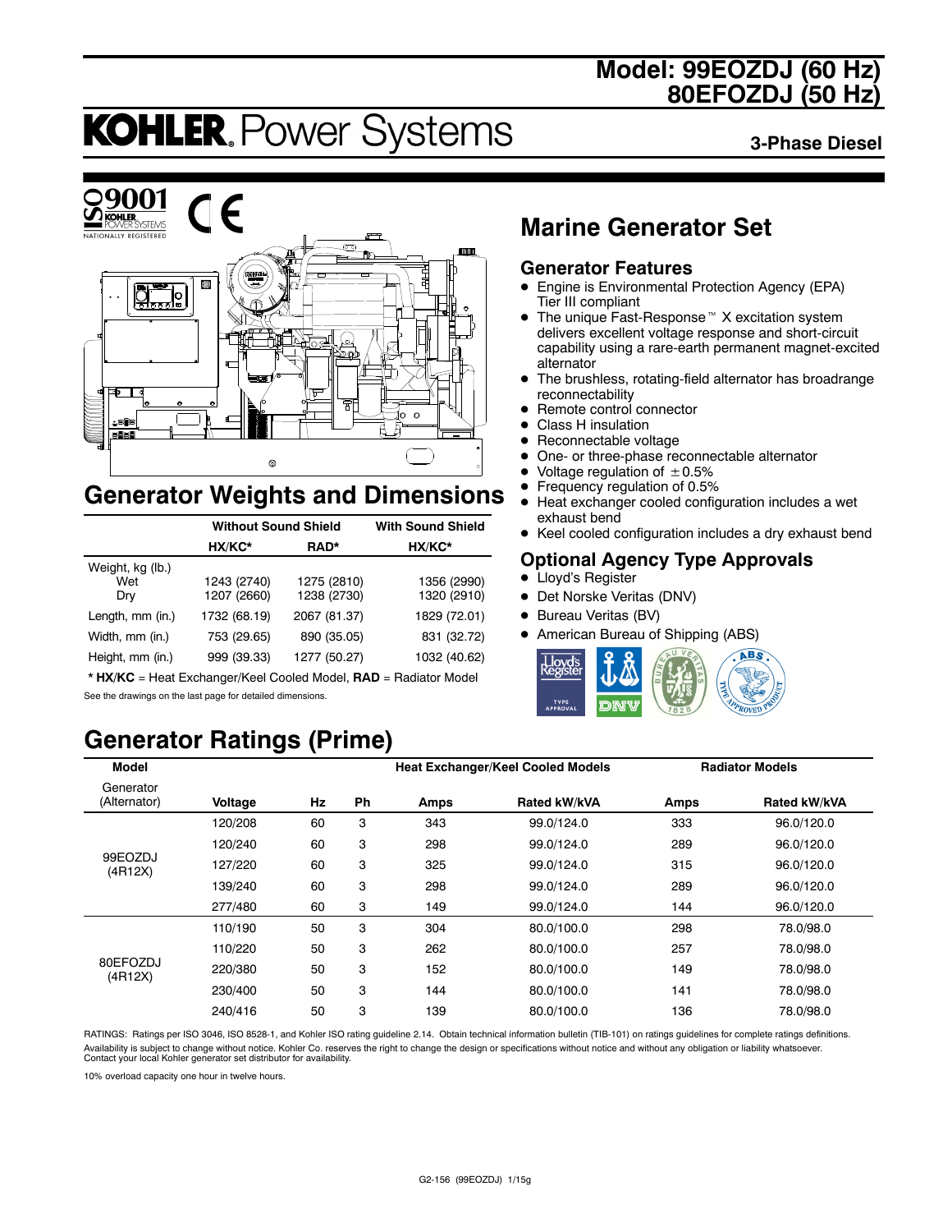# Model: 99EOZDJ (60 Hz)
# 80EFOZDJ (50 Hz)

**KOHLER. Power Systems**

**3-Phase Diesel**

## Marine Generator Set

### Generator Features

- Engine is Environmental Protection Agency (EPA) Tier III compliant
- The unique Fast-Response™ X excitation system delivers excellent voltage response and short-circuit capability using a rare-earth permanent magnet-excited alternator
- The brushless, rotating-field alternator has broadrange reconnectability
- Remote control connector
- Class H insulation
- Reconnectable voltage
- One- or three-phase reconnectable alternator
- Voltage regulation of ±0.5%
- Frequency regulation of 0.5%
- Heat exchanger cooled configuration includes a wet exhaust bend
- Keel cooled configuration includes a dry exhaust bend

### Optional Agency Type Approvals

- Lloyd's Register
- Det Norske Veritas (DNV)
- Bureau Veritas (BV)
- American Bureau of Shipping (ABS)

## Generator Weights and Dimensions

| | Without Sound Shield | | With Sound Shield |
|---|---|---|---|
| | HX/KC* | RAD* | HX/KC* |
| Weight, kg (lb.) | | | |
| Wet | 1243 (2740) | 1275 (2810) | 1356 (2990) |
| Dry | 1207 (2660) | 1238 (2730) | 1320 (2910) |
| Length, mm (in.) | 1732 (68.19) | 2067 (81.37) | 1829 (72.01) |
| Width, mm (in.) | 753 (29.65) | 890 (35.05) | 831 (32.72) |
| Height, mm (in.) | 999 (39.33) | 1277 (50.27) | 1032 (40.62) |

* **HX/KC** = Heat Exchanger/Keel Cooled Model, **RAD** = Radiator Model

See the drawings on the last page for detailed dimensions.

## Generator Ratings (Prime)

| Model | | | | Heat Exchanger/Keel Cooled Models | | Radiator Models | |
|---|---|---|---|---|---|---|---|
| Generator (Alternator) | Voltage | Hz | Ph | Amps | Rated kW/kVA | Amps | Rated kW/kVA |
| 99EOZDJ (4R12X) | 120/208 | 60 | 3 | 343 | 99.0/124.0 | 333 | 96.0/120.0 |
| | 120/240 | 60 | 3 | 298 | 99.0/124.0 | 289 | 96.0/120.0 |
| | 127/220 | 60 | 3 | 325 | 99.0/124.0 | 315 | 96.0/120.0 |
| | 139/240 | 60 | 3 | 298 | 99.0/124.0 | 289 | 96.0/120.0 |
| | 277/480 | 60 | 3 | 149 | 99.0/124.0 | 144 | 96.0/120.0 |
| 80EFOZDJ (4R12X) | 110/190 | 50 | 3 | 304 | 80.0/100.0 | 298 | 78.0/98.0 |
| | 110/220 | 50 | 3 | 262 | 80.0/100.0 | 257 | 78.0/98.0 |
| | 220/380 | 50 | 3 | 152 | 80.0/100.0 | 149 | 78.0/98.0 |
| | 230/400 | 50 | 3 | 144 | 80.0/100.0 | 141 | 78.0/98.0 |
| | 240/416 | 50 | 3 | 139 | 80.0/100.0 | 136 | 78.0/98.0 |

RATINGS: Ratings per ISO 3046, ISO 8528-1, and Kohler ISO rating guideline 2.14. Obtain technical information bulletin (TIB-101) on ratings guidelines for complete ratings definitions. Availability is subject to change without notice. Kohler Co. reserves the right to change the design or specifications without notice and without any obligation or liability whatsoever. Contact your local Kohler generator set distributor for availability.

10% overload capacity one hour in twelve hours.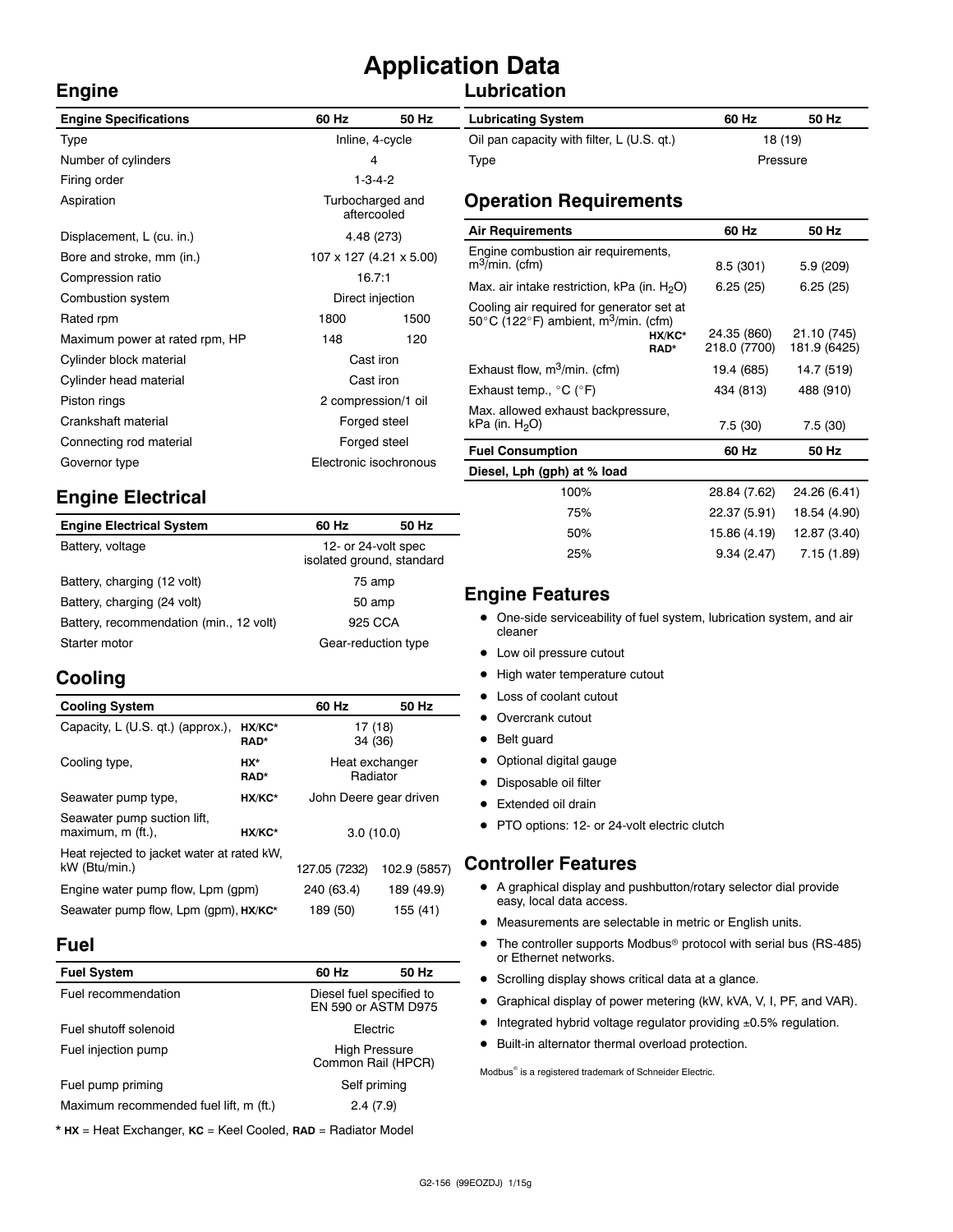# Application Data

## Engine

| Engine Specifications | 60 Hz | 50 Hz |
|---|---|---|
| Type | Inline, 4-cycle | |
| Number of cylinders | 4 | |
| Firing order | 1-3-4-2 | |
| Aspiration | Turbocharged and aftercooled | |
| Displacement, L (cu. in.) | 4.48 (273) | |
| Bore and stroke, mm (in.) | 107 x 127 (4.21 x 5.00) | |
| Compression ratio | 16.7:1 | |
| Combustion system | Direct injection | |
| Rated rpm | 1800 | 1500 |
| Maximum power at rated rpm, HP | 148 | 120 |
| Cylinder block material | Cast iron | |
| Cylinder head material | Cast iron | |
| Piston rings | 2 compression/1 oil | |
| Crankshaft material | Forged steel | |
| Connecting rod material | Forged steel | |
| Governor type | Electronic isochronous | |

## Engine Electrical

| Engine Electrical System | 60 Hz | 50 Hz |
|---|---|---|
| Battery, voltage | 12- or 24-volt spec isolated ground, standard | |
| Battery, charging (12 volt) | 75 amp | |
| Battery, charging (24 volt) | 50 amp | |
| Battery, recommendation (min., 12 volt) | 925 CCA | |
| Starter motor | Gear-reduction type | |

## Cooling

| Cooling System | | 60 Hz | 50 Hz |
|---|---|---|---|
| Capacity, L (U.S. qt.) (approx.), | HX/KC* | 17 (18) | |
| | RAD* | 34 (36) | |
| Cooling type, | HX* | Heat exchanger | |
| | RAD* | Radiator | |
| Seawater pump type, | HX/KC* | John Deere gear driven | |
| Seawater pump suction lift, maximum, m (ft.), | HX/KC* | 3.0 (10.0) | |
| Heat rejected to jacket water at rated kW, kW (Btu/min.) | | 127.05 (7232) | 102.9 (5857) |
| Engine water pump flow, Lpm (gpm) | | 240 (63.4) | 189 (49.9) |
| Seawater pump flow, Lpm (gpm), | HX/KC* | 189 (50) | 155 (41) |

## Fuel

| Fuel System | 60 Hz | 50 Hz |
|---|---|---|
| Fuel recommendation | Diesel fuel specified to EN 590 or ASTM D975 | |
| Fuel shutoff solenoid | Electric | |
| Fuel injection pump | High Pressure Common Rail (HPCR) | |
| Fuel pump priming | Self priming | |
| Maximum recommended fuel lift, m (ft.) | 2.4 (7.9) | |

\* **HX** = Heat Exchanger, **KC** = Keel Cooled, **RAD** = Radiator Model

## Lubrication

| Lubricating System | 60 Hz | 50 Hz |
|---|---|---|
| Oil pan capacity with filter, L (U.S. qt.) | 18 (19) | |
| Type | Pressure | |

## Operation Requirements

| Air Requirements | | 60 Hz | 50 Hz |
|---|---|---|---|
| Engine combustion air requirements, $m^3$/min. (cfm) | | 8.5 (301) | 5.9 (209) |
| Max. air intake restriction, kPa (in. $H_2O$) | | 6.25 (25) | 6.25 (25) |
| Cooling air required for generator set at 50°C (122°F) ambient, $m^3$/min. (cfm) | HX/KC* | 24.35 (860) | 21.10 (745) |
| | RAD* | 218.0 (7700) | 181.9 (6425) |
| Exhaust flow, $m^3$/min. (cfm) | | 19.4 (685) | 14.7 (519) |
| Exhaust temp., °C (°F) | | 434 (813) | 488 (910) |
| Max. allowed exhaust backpressure, kPa (in. $H_2O$) | | 7.5 (30) | 7.5 (30) |

| Fuel Consumption | 60 Hz | 50 Hz |
|---|---|---|
| **Diesel, Lph (gph) at % load** | | |
| 100% | 28.84 (7.62) | 24.26 (6.41) |
| 75% | 22.37 (5.91) | 18.54 (4.90) |
| 50% | 15.86 (4.19) | 12.87 (3.40) |
| 25% | 9.34 (2.47) | 7.15 (1.89) |

## Engine Features

- One-side serviceability of fuel system, lubrication system, and air cleaner
- Low oil pressure cutout
- High water temperature cutout
- Loss of coolant cutout
- Overcrank cutout
- Belt guard
- Optional digital gauge
- Disposable oil filter
- Extended oil drain
- PTO options: 12- or 24-volt electric clutch

## Controller Features

- A graphical display and pushbutton/rotary selector dial provide easy, local data access.
- Measurements are selectable in metric or English units.
- The controller supports Modbus® protocol with serial bus (RS-485) or Ethernet networks.
- Scrolling display shows critical data at a glance.
- Graphical display of power metering (kW, kVA, V, I, PF, and VAR).
- Integrated hybrid voltage regulator providing ±0.5% regulation.
- Built-in alternator thermal overload protection.

Modbus® is a registered trademark of Schneider Electric.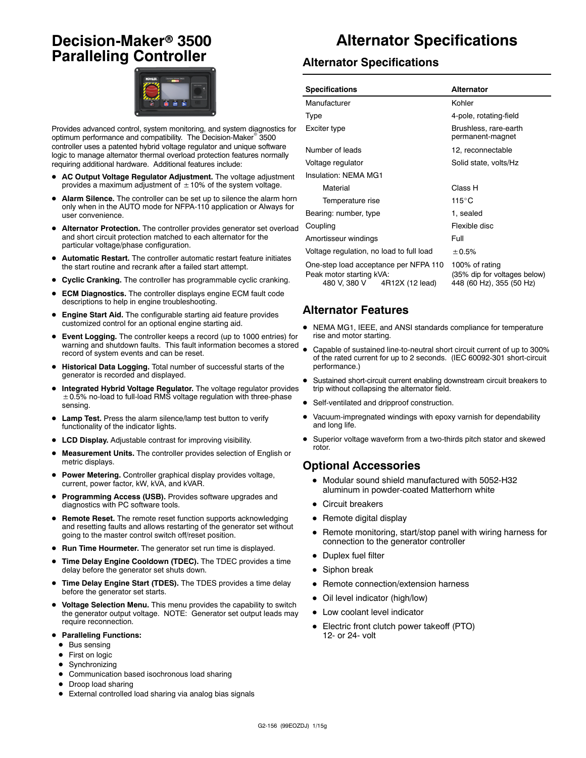# Decision-Maker® 3500 Paralleling Controller

Provides advanced control, system monitoring, and system diagnostics for optimum performance and compatibility. The Decision-Maker® 3500 controller uses a patented hybrid voltage regulator and unique software logic to manage alternator thermal overload protection features normally requiring additional hardware. Additional features include:

- **AC Output Voltage Regulator Adjustment.** The voltage adjustment provides a maximum adjustment of ±10% of the system voltage.
- **Alarm Silence.** The controller can be set up to silence the alarm horn only when in the AUTO mode for NFPA-110 application or Always for user convenience.
- **Alternator Protection.** The controller provides generator set overload and short circuit protection matched to each alternator for the particular voltage/phase configuration.
- **Automatic Restart.** The controller automatic restart feature initiates the start routine and recrank after a failed start attempt.
- **Cyclic Cranking.** The controller has programmable cyclic cranking.
- **ECM Diagnostics.** The controller displays engine ECM fault code descriptions to help in engine troubleshooting.
- **Engine Start Aid.** The configurable starting aid feature provides customized control for an optional engine starting aid.
- **Event Logging.** The controller keeps a record (up to 1000 entries) for warning and shutdown faults. This fault information becomes a stored record of system events and can be reset.
- **Historical Data Logging.** Total number of successful starts of the generator is recorded and displayed.
- **Integrated Hybrid Voltage Regulator.** The voltage regulator provides ±0.5% no-load to full-load RMS voltage regulation with three-phase sensing.
- **Lamp Test.** Press the alarm silence/lamp test button to verify functionality of the indicator lights.
- **LCD Display.** Adjustable contrast for improving visibility.
- **Measurement Units.** The controller provides selection of English or metric displays.
- **Power Metering.** Controller graphical display provides voltage, current, power factor, kW, kVA, and kVAR.
- **Programming Access (USB).** Provides software upgrades and diagnostics with PC software tools.
- **Remote Reset.** The remote reset function supports acknowledging and resetting faults and allows restarting of the generator set without going to the master control switch off/reset position.
- **Run Time Hourmeter.** The generator set run time is displayed.
- **Time Delay Engine Cooldown (TDEC).** The TDEC provides a time delay before the generator set shuts down.
- **Time Delay Engine Start (TDES).** The TDES provides a time delay before the generator set starts.
- **Voltage Selection Menu.** This menu provides the capability to switch the generator output voltage. NOTE: Generator set output leads may require reconnection.
- **Paralleling Functions:**
  - Bus sensing
  - First on logic
  - Synchronizing
  - Communication based isochronous load sharing
  - Droop load sharing
  - External controlled load sharing via analog bias signals

# Alternator Specifications

## Alternator Specifications

| Specifications | Alternator |
|---|---|
| Manufacturer | Kohler |
| Type | 4-pole, rotating-field |
| Exciter type | Brushless, rare-earth permanent-magnet |
| Number of leads | 12, reconnectable |
| Voltage regulator | Solid state, volts/Hz |
| Insulation: NEMA MG1 | |
| Material | Class H |
| Temperature rise | 115°C |
| Bearing: number, type | 1, sealed |
| Coupling | Flexible disc |
| Amortisseur windings | Full |
| Voltage regulation, no load to full load | ±0.5% |
| One-step load acceptance per NFPA 110 | 100% of rating |
| Peak motor starting kVA: | (35% dip for voltages below) |
| 480 V, 380 V 4R12X (12 lead) | 448 (60 Hz), 355 (50 Hz) |

## Alternator Features

- NEMA MG1, IEEE, and ANSI standards compliance for temperature rise and motor starting.
- Capable of sustained line-to-neutral short circuit current of up to 300% of the rated current for up to 2 seconds. (IEC 60092-301 short-circuit performance.)
- Sustained short-circuit current enabling downstream circuit breakers to trip without collapsing the alternator field.
- Self-ventilated and dripproof construction.
- Vacuum-impregnated windings with epoxy varnish for dependability and long life.
- Superior voltage waveform from a two-thirds pitch stator and skewed rotor.

## Optional Accessories

- Modular sound shield manufactured with 5052-H32 aluminum in powder-coated Matterhorn white
- Circuit breakers
- Remote digital display
- Remote monitoring, start/stop panel with wiring harness for connection to the generator controller
- Duplex fuel filter
- Siphon break
- Remote connection/extension harness
- Oil level indicator (high/low)
- Low coolant level indicator
- Electric front clutch power takeoff (PTO) 12- or 24- volt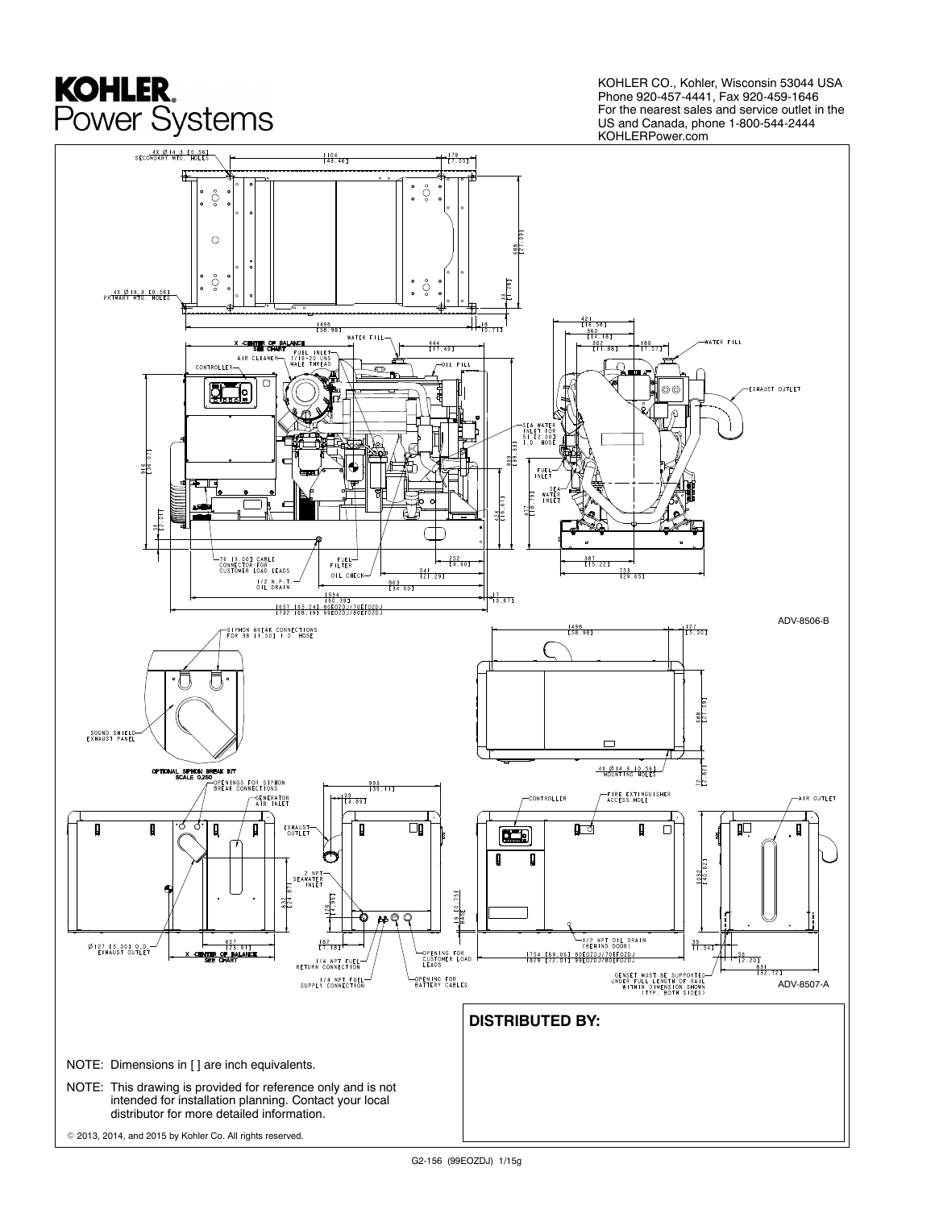KOHLER
Power Systems

KOHLER CO., Kohler, Wisconsin 53044 USA
Phone 920-457-4441, Fax 920-459-1646
For the nearest sales and service outlet in the US and Canada, phone 1-800-544-2444
KOHLERPower.com

4X Ø14.3 [0.56] SECONDARY MTG. HOLES
1104 [43.46]
179 [7.05]
688 [27.09]
33 [1.28]
4X Ø14.3 [0.56] PRIMARY MTG. HOLES
1498 [58.98]
18 [0.71]

X -CENTER OF BALANCE SEE CHART
WATER FILL
AIR CLEANER
FUEL INLET 7/16-20 UNS MALE THREAD
444 [17.49]
OIL FILL
CONTROLLER
SEA WATER INLET FOR 51 [2.00] I.D. HOSE
916 [36.07]
750 [29.53]
424 [16.69]
51 [2.01]
76 [3.00] CABLE CONNECTOR FOR CUSTOMER LOAD LEADS
1/2 N.P.T. OIL DRAIN
FUEL FILTER
OIL CHECK
252 [9.90]
541 [21.29]
863 [34.00]
1534 [60.39]
17 [0.67]
1657 [65.24] 80EOZDJ/70EFOZDJ
1732 [68.19] 99EOZDJ/80EFOZDJ

421 [16.58]
360 [14.18]
302 [11.88]
180 [7.07]
WATER FILL
EXHAUST OUTLET
FUEL INLET
SEA WATER INLET
477 [18.78]
387 [15.22]
753 [29.65]

ADV-8506-B

SIPHON BREAK CONNECTIONS FOR 38 [1.50] I.D. HOSE
SOUND SHIELD EXHAUST PANEL
OPTIONAL SIPHON BREAK KIT SCALE 0.250

1498 [58.98]
127 [5.00]
688 [27.09]
4X Ø14.3 [0.56] MOUNTING HOLES
72 [2.82]

OPENINGS FOR SIPHON BREAK CONNECTIONS
GENERATOR AIR INLET
Ø127 [5.00] O.D. EXHAUST OUTLET
632 [24.87]
607 [23.91]
X -CENTER OF BALANCE SEE CHART

993 [39.11]
99 [3.89]
EXHAUST OUTLET
2 NPT SEAWATER INLET
126 [4.96]
19 [0.75] BASE
182 [7.18]
1/4 NPT FUEL RETURN CONNECTION
1/4 NPT FUEL SUPPLY CONNECTION
OPENING FOR CUSTOMER LOAD LEADS
OPENING FOR BATTERY CABLES

CONTROLLER
FIRE EXTINGUISHER ACCESS HOLE
1032 [40.62]
1/2 NPT OIL DRAIN (BEHIND DOOR)
1754 [69.06] 80EOZDJ/70EFOZDJ
1829 [72.01] 99EOZDJ/80EFOZDJ

AIR OUTLET
39 [1.54]
56 [2.20]
831 [32.72]
GENSET MUST BE SUPPORTED UNDER FULL LENGTH OF RAIL WITHIN DIMENSION SHOWN (TYP. BOTH SIDES)

ADV-8507-A

NOTE: Dimensions in [ ] are inch equivalents.

NOTE: This drawing is provided for reference only and is not intended for installation planning. Contact your local distributor for more detailed information.

**DISTRIBUTED BY:**

© 2013, 2014, and 2015 by Kohler Co. All rights reserved.

G2-156 (99EOZDJ) 1/15g